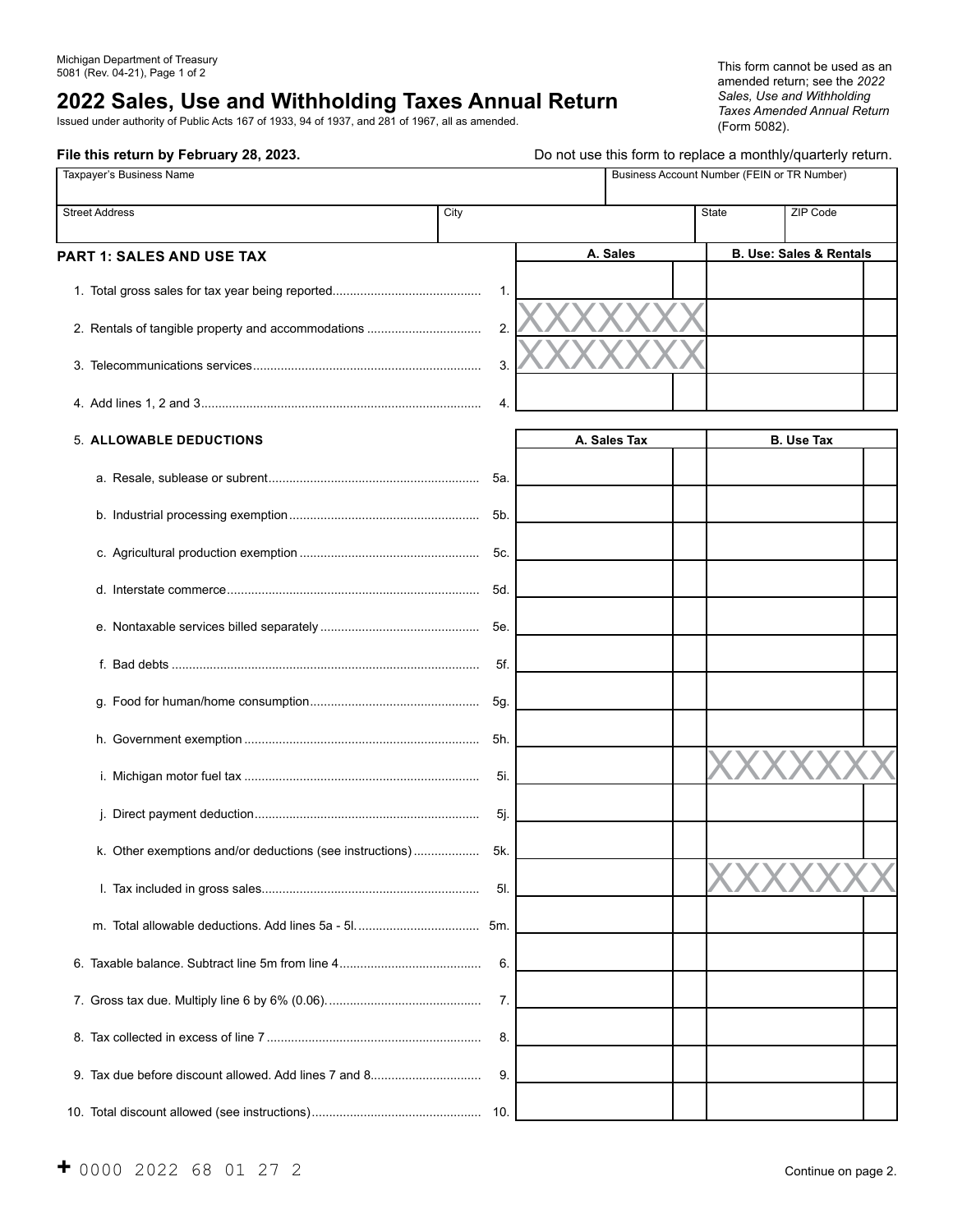Michigan Department of Treasury
5081 (Rev. 04-21), Page 1 of 2

# 2022 Sales, Use and Withholding Taxes Annual Return

Issued under authority of Public Acts 167 of 1933, 94 of 1937, and 281 of 1967, all as amended.

This form cannot be used as an amended return; see the *2022 Sales, Use and Withholding Taxes Amended Annual Return* (Form 5082).

**File this return by February 28, 2023.**

Do not use this form to replace a monthly/quarterly return.

| Taxpayer's Business Name | | | Business Account Number (FEIN or TR Number) |
|---|---|---|---|
| | | | |
| **Street Address** | **City** | **State** | **ZIP Code** |
| | | | |

## PART 1: SALES AND USE TAX

| | | A. Sales | B. Use: Sales & Rentals |
|---|---|---|---|
| 1. Total gross sales for tax year being reported | 1. | | |
| 2. Rentals of tangible property and accommodations | 2. | XXXXXXX | |
| 3. Telecommunications services | 3. | XXXXXXX | |
| 4. Add lines 1, 2 and 3 | 4. | | |

| 5. **ALLOWABLE DEDUCTIONS** | | A. Sales Tax | B. Use Tax |
|---|---|---|---|
| a. Resale, sublease or subrent | 5a. | | |
| b. Industrial processing exemption | 5b. | | |
| c. Agricultural production exemption | 5c. | | |
| d. Interstate commerce | 5d. | | |
| e. Nontaxable services billed separately | 5e. | | |
| f. Bad debts | 5f. | | |
| g. Food for human/home consumption | 5g. | | |
| h. Government exemption | 5h. | | |
| i. Michigan motor fuel tax | 5i. | | XXXXXXX |
| j. Direct payment deduction | 5j. | | |
| k. Other exemptions and/or deductions (see instructions) | 5k. | | |
| l. Tax included in gross sales | 5l. | | XXXXXXX |
| m. Total allowable deductions. Add lines 5a - 5l. | 5m. | | |
| 6. Taxable balance. Subtract line 5m from line 4 | 6. | | |
| 7. Gross tax due. Multiply line 6 by 6% (0.06). | 7. | | |
| 8. Tax collected in excess of line 7 | 8. | | |
| 9. Tax due before discount allowed. Add lines 7 and 8 | 9. | | |
| 10. Total discount allowed (see instructions) | 10. | | |

+ 0000 2022 68 01 27 2

Continue on page 2.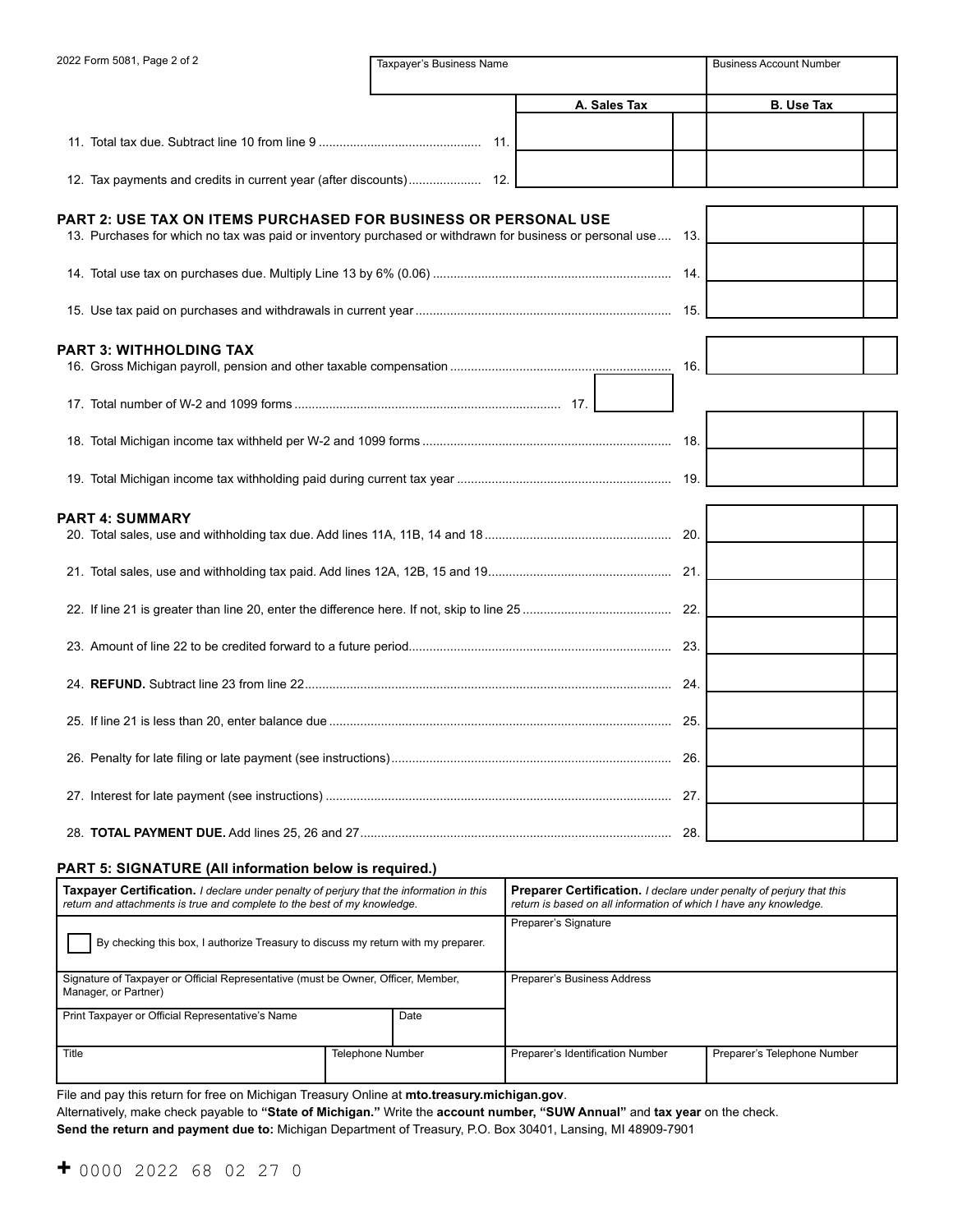2022 Form 5081, Page 2 of 2

| Taxpayer's Business Name | Business Account Number |
|---|---|
| | |

| | A. Sales Tax | B. Use Tax |
|---|---|---|
| 11. Total tax due. Subtract line 10 from line 9 .............. 11. | | |
| 12. Tax payments and credits in current year (after discounts) .............. 12. | | |

## PART 2: USE TAX ON ITEMS PURCHASED FOR BUSINESS OR PERSONAL USE

| | |
|---|---|
| 13. Purchases for which no tax was paid or inventory purchased or withdrawn for business or personal use .... 13. | |
| 14. Total use tax on purchases due. Multiply Line 13 by 6% (0.06) .............. 14. | |
| 15. Use tax paid on purchases and withdrawals in current year .............. 15. | |

## PART 3: WITHHOLDING TAX

| | |
|---|---|
| 16. Gross Michigan payroll, pension and other taxable compensation .............. 16. | |
| 17. Total number of W-2 and 1099 forms .............. 17. | |
| 18. Total Michigan income tax withheld per W-2 and 1099 forms .............. 18. | |
| 19. Total Michigan income tax withholding paid during current tax year .............. 19. | |

## PART 4: SUMMARY

| | |
|---|---|
| 20. Total sales, use and withholding tax due. Add lines 11A, 11B, 14 and 18 .............. 20. | |
| 21. Total sales, use and withholding tax paid. Add lines 12A, 12B, 15 and 19 .............. 21. | |
| 22. If line 21 is greater than line 20, enter the difference here. If not, skip to line 25 .............. 22. | |
| 23. Amount of line 22 to be credited forward to a future period .............. 23. | |
| 24. **REFUND.** Subtract line 23 from line 22 .............. 24. | |
| 25. If line 21 is less than 20, enter balance due .............. 25. | |
| 26. Penalty for late filing or late payment (see instructions) .............. 26. | |
| 27. Interest for late payment (see instructions) .............. 27. | |
| 28. **TOTAL PAYMENT DUE.** Add lines 25, 26 and 27 .............. 28. | |

## PART 5: SIGNATURE (All information below is required.)

| **Taxpayer Certification.** *I declare under penalty of perjury that the information in this return and attachments is true and complete to the best of my knowledge.* | | **Preparer Certification.** *I declare under penalty of perjury that this return is based on all information of which I have any knowledge.* | |
|---|---|---|---|
| ☐ By checking this box, I authorize Treasury to discuss my return with my preparer. | | Preparer's Signature | |
| Signature of Taxpayer or Official Representative (must be Owner, Officer, Member, Manager, or Partner) | | Preparer's Business Address | |
| Print Taxpayer or Official Representative's Name | Date | | |
| Title | Telephone Number | Preparer's Identification Number | Preparer's Telephone Number |

File and pay this return for free on Michigan Treasury Online at **mto.treasury.michigan.gov**.

Alternatively, make check payable to **"State of Michigan."** Write the **account number, "SUW Annual"** and **tax year** on the check.

**Send the return and payment due to:** Michigan Department of Treasury, P.O. Box 30401, Lansing, MI 48909-7901

+ 0000 2022 68 02 27 0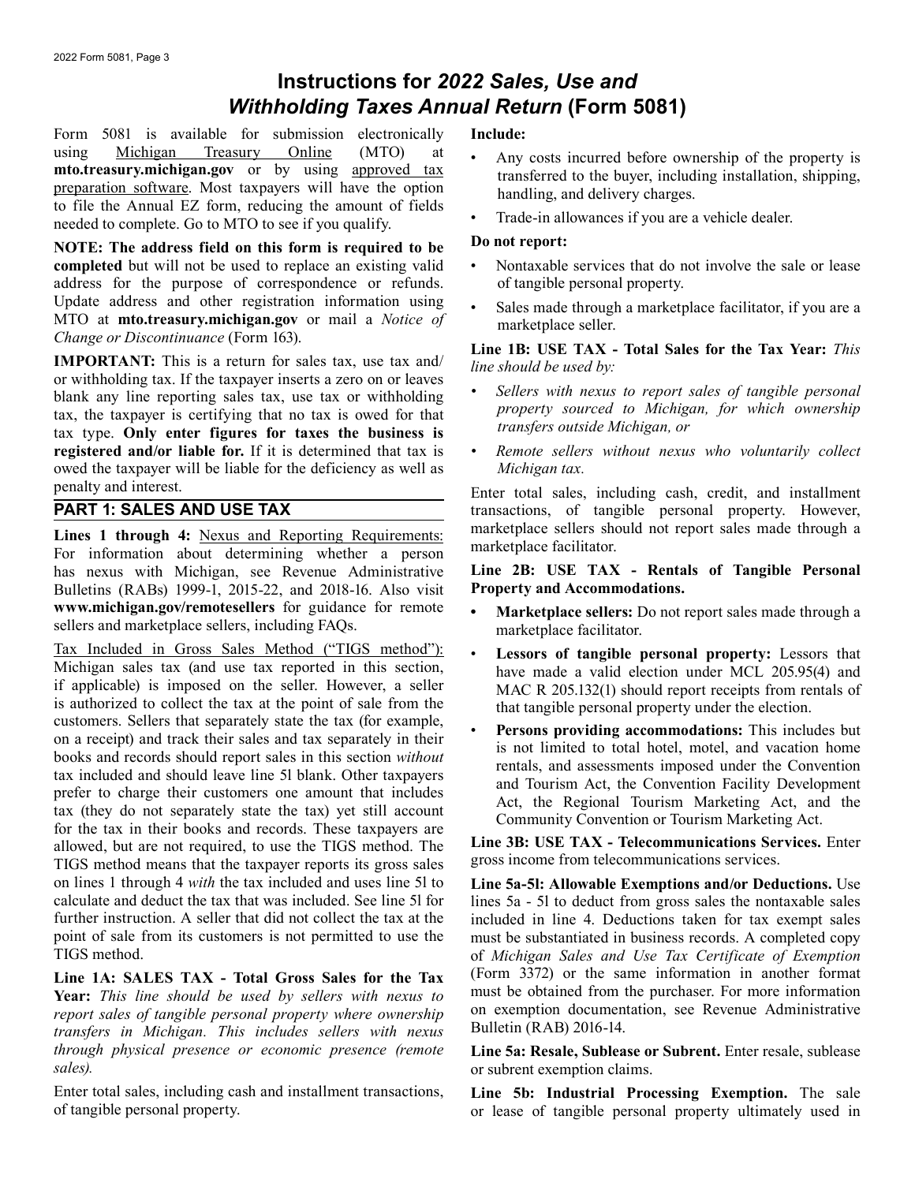# Instructions for *2022 Sales, Use and Withholding Taxes Annual Return* (Form 5081)

Form 5081 is available for submission electronically using Michigan Treasury Online (MTO) at **mto.treasury.michigan.gov** or by using approved tax preparation software. Most taxpayers will have the option to file the Annual EZ form, reducing the amount of fields needed to complete. Go to MTO to see if you qualify.

**NOTE: The address field on this form is required to be completed** but will not be used to replace an existing valid address for the purpose of correspondence or refunds. Update address and other registration information using MTO at **mto.treasury.michigan.gov** or mail a *Notice of Change or Discontinuance* (Form 163).

**IMPORTANT:** This is a return for sales tax, use tax and/or withholding tax. If the taxpayer inserts a zero on or leaves blank any line reporting sales tax, use tax or withholding tax, the taxpayer is certifying that no tax is owed for that tax type. **Only enter figures for taxes the business is registered and/or liable for.** If it is determined that tax is owed the taxpayer will be liable for the deficiency as well as penalty and interest.

## PART 1: SALES AND USE TAX

**Lines 1 through 4:** Nexus and Reporting Requirements: For information about determining whether a person has nexus with Michigan, see Revenue Administrative Bulletins (RABs) 1999-1, 2015-22, and 2018-16. Also visit **www.michigan.gov/remotesellers** for guidance for remote sellers and marketplace sellers, including FAQs.

Tax Included in Gross Sales Method ("TIGS method"): Michigan sales tax (and use tax reported in this section, if applicable) is imposed on the seller. However, a seller is authorized to collect the tax at the point of sale from the customers. Sellers that separately state the tax (for example, on a receipt) and track their sales and tax separately in their books and records should report sales in this section *without* tax included and should leave line 5l blank. Other taxpayers prefer to charge their customers one amount that includes tax (they do not separately state the tax) yet still account for the tax in their books and records. These taxpayers are allowed, but are not required, to use the TIGS method. The TIGS method means that the taxpayer reports its gross sales on lines 1 through 4 *with* the tax included and uses line 5l to calculate and deduct the tax that was included. See line 5l for further instruction. A seller that did not collect the tax at the point of sale from its customers is not permitted to use the TIGS method.

**Line 1A: SALES TAX - Total Gross Sales for the Tax Year:** *This line should be used by sellers with nexus to report sales of tangible personal property where ownership transfers in Michigan. This includes sellers with nexus through physical presence or economic presence (remote sales).*

Enter total sales, including cash and installment transactions, of tangible personal property.

**Include:**

- Any costs incurred before ownership of the property is transferred to the buyer, including installation, shipping, handling, and delivery charges.
- Trade-in allowances if you are a vehicle dealer.

**Do not report:**

- Nontaxable services that do not involve the sale or lease of tangible personal property.
- Sales made through a marketplace facilitator, if you are a marketplace seller.

**Line 1B: USE TAX - Total Sales for the Tax Year:** *This line should be used by:*

- *Sellers with nexus to report sales of tangible personal property sourced to Michigan, for which ownership transfers outside Michigan, or*
- *Remote sellers without nexus who voluntarily collect Michigan tax.*

Enter total sales, including cash, credit, and installment transactions, of tangible personal property. However, marketplace sellers should not report sales made through a marketplace facilitator.

**Line 2B: USE TAX - Rentals of Tangible Personal Property and Accommodations.**

- **Marketplace sellers:** Do not report sales made through a marketplace facilitator.
- **Lessors of tangible personal property:** Lessors that have made a valid election under MCL 205.95(4) and MAC R 205.132(1) should report receipts from rentals of that tangible personal property under the election.
- **Persons providing accommodations:** This includes but is not limited to total hotel, motel, and vacation home rentals, and assessments imposed under the Convention and Tourism Act, the Convention Facility Development Act, the Regional Tourism Marketing Act, and the Community Convention or Tourism Marketing Act.

**Line 3B: USE TAX - Telecommunications Services.** Enter gross income from telecommunications services.

**Line 5a-5l: Allowable Exemptions and/or Deductions.** Use lines 5a - 5l to deduct from gross sales the nontaxable sales included in line 4. Deductions taken for tax exempt sales must be substantiated in business records. A completed copy of *Michigan Sales and Use Tax Certificate of Exemption* (Form 3372) or the same information in another format must be obtained from the purchaser. For more information on exemption documentation, see Revenue Administrative Bulletin (RAB) 2016-14.

**Line 5a: Resale, Sublease or Subrent.** Enter resale, sublease or subrent exemption claims.

**Line 5b: Industrial Processing Exemption.** The sale or lease of tangible personal property ultimately used in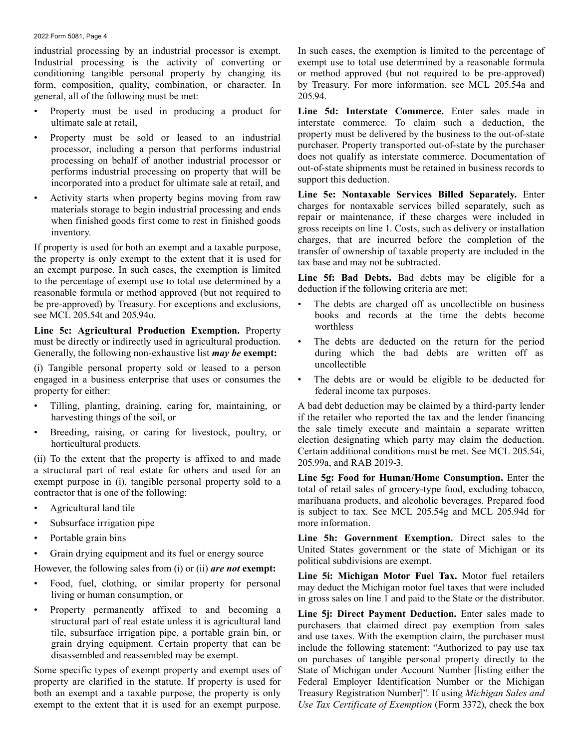industrial processing by an industrial processor is exempt. Industrial processing is the activity of converting or conditioning tangible personal property by changing its form, composition, quality, combination, or character. In general, all of the following must be met:

- Property must be used in producing a product for ultimate sale at retail,
- Property must be sold or leased to an industrial processor, including a person that performs industrial processing on behalf of another industrial processor or performs industrial processing on property that will be incorporated into a product for ultimate sale at retail, and
- Activity starts when property begins moving from raw materials storage to begin industrial processing and ends when finished goods first come to rest in finished goods inventory.

If property is used for both an exempt and a taxable purpose, the property is only exempt to the extent that it is used for an exempt purpose. In such cases, the exemption is limited to the percentage of exempt use to total use determined by a reasonable formula or method approved (but not required to be pre-approved) by Treasury. For exceptions and exclusions, see MCL 205.54t and 205.94o.

**Line 5c: Agricultural Production Exemption.** Property must be directly or indirectly used in agricultural production. Generally, the following non-exhaustive list ***may be*** **exempt:**

(i) Tangible personal property sold or leased to a person engaged in a business enterprise that uses or consumes the property for either:

- Tilling, planting, draining, caring for, maintaining, or harvesting things of the soil, or
- Breeding, raising, or caring for livestock, poultry, or horticultural products.

(ii) To the extent that the property is affixed to and made a structural part of real estate for others and used for an exempt purpose in (i), tangible personal property sold to a contractor that is one of the following:

- Agricultural land tile
- Subsurface irrigation pipe
- Portable grain bins
- Grain drying equipment and its fuel or energy source

However, the following sales from (i) or (ii) ***are not*** **exempt:**

- Food, fuel, clothing, or similar property for personal living or human consumption, or
- Property permanently affixed to and becoming a structural part of real estate unless it is agricultural land tile, subsurface irrigation pipe, a portable grain bin, or grain drying equipment. Certain property that can be disassembled and reassembled may be exempt.

Some specific types of exempt property and exempt uses of property are clarified in the statute. If property is used for both an exempt and a taxable purpose, the property is only exempt to the extent that it is used for an exempt purpose. In such cases, the exemption is limited to the percentage of exempt use to total use determined by a reasonable formula or method approved (but not required to be pre-approved) by Treasury. For more information, see MCL 205.54a and 205.94.

**Line 5d: Interstate Commerce.** Enter sales made in interstate commerce. To claim such a deduction, the property must be delivered by the business to the out-of-state purchaser. Property transported out-of-state by the purchaser does not qualify as interstate commerce. Documentation of out-of-state shipments must be retained in business records to support this deduction.

**Line 5e: Nontaxable Services Billed Separately.** Enter charges for nontaxable services billed separately, such as repair or maintenance, if these charges were included in gross receipts on line 1. Costs, such as delivery or installation charges, that are incurred before the completion of the transfer of ownership of taxable property are included in the tax base and may not be subtracted.

**Line 5f: Bad Debts.** Bad debts may be eligible for a deduction if the following criteria are met:

- The debts are charged off as uncollectible on business books and records at the time the debts become worthless
- The debts are deducted on the return for the period during which the bad debts are written off as uncollectible
- The debts are or would be eligible to be deducted for federal income tax purposes.

A bad debt deduction may be claimed by a third-party lender if the retailer who reported the tax and the lender financing the sale timely execute and maintain a separate written election designating which party may claim the deduction. Certain additional conditions must be met. See MCL 205.54i, 205.99a, and RAB 2019-3.

**Line 5g: Food for Human/Home Consumption.** Enter the total of retail sales of grocery-type food, excluding tobacco, marihuana products, and alcoholic beverages. Prepared food is subject to tax. See MCL 205.54g and MCL 205.94d for more information.

**Line 5h: Government Exemption.** Direct sales to the United States government or the state of Michigan or its political subdivisions are exempt.

**Line 5i: Michigan Motor Fuel Tax.** Motor fuel retailers may deduct the Michigan motor fuel taxes that were included in gross sales on line 1 and paid to the State or the distributor.

**Line 5j: Direct Payment Deduction.** Enter sales made to purchasers that claimed direct pay exemption from sales and use taxes. With the exemption claim, the purchaser must include the following statement: "Authorized to pay use tax on purchases of tangible personal property directly to the State of Michigan under Account Number [listing either the Federal Employer Identification Number or the Michigan Treasury Registration Number]". If using *Michigan Sales and Use Tax Certificate of Exemption* (Form 3372), check the box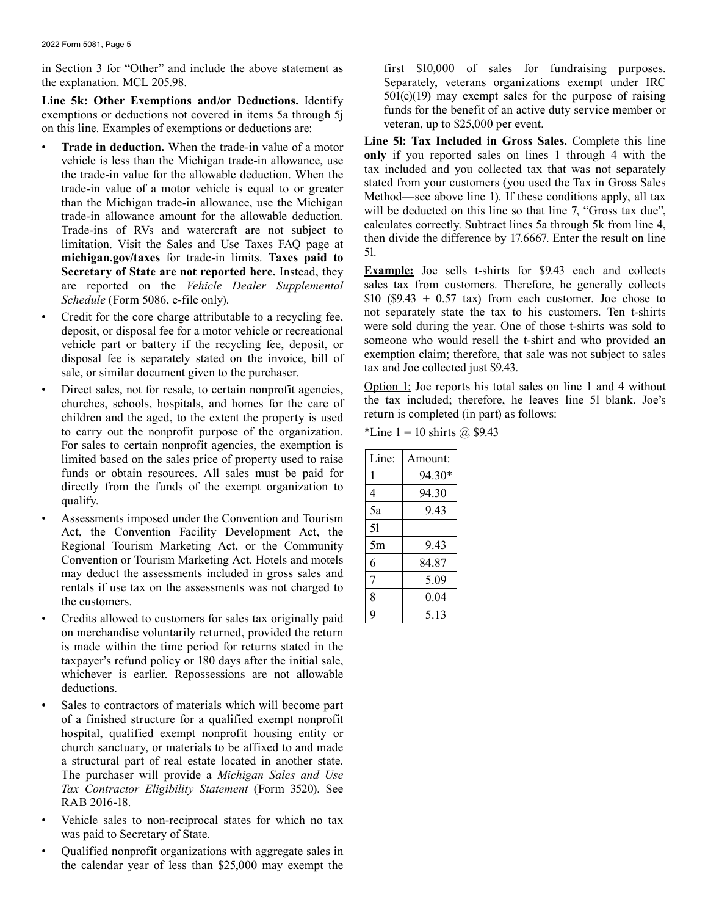in Section 3 for "Other" and include the above statement as the explanation. MCL 205.98.

**Line 5k: Other Exemptions and/or Deductions.** Identify exemptions or deductions not covered in items 5a through 5j on this line. Examples of exemptions or deductions are:

- **Trade in deduction.** When the trade-in value of a motor vehicle is less than the Michigan trade-in allowance, use the trade-in value for the allowable deduction. When the trade-in value of a motor vehicle is equal to or greater than the Michigan trade-in allowance, use the Michigan trade-in allowance amount for the allowable deduction. Trade-ins of RVs and watercraft are not subject to limitation. Visit the Sales and Use Taxes FAQ page at **michigan.gov/taxes** for trade-in limits. **Taxes paid to Secretary of State are not reported here.** Instead, they are reported on the *Vehicle Dealer Supplemental Schedule* (Form 5086, e-file only).
- Credit for the core charge attributable to a recycling fee, deposit, or disposal fee for a motor vehicle or recreational vehicle part or battery if the recycling fee, deposit, or disposal fee is separately stated on the invoice, bill of sale, or similar document given to the purchaser.
- Direct sales, not for resale, to certain nonprofit agencies, churches, schools, hospitals, and homes for the care of children and the aged, to the extent the property is used to carry out the nonprofit purpose of the organization. For sales to certain nonprofit agencies, the exemption is limited based on the sales price of property used to raise funds or obtain resources. All sales must be paid for directly from the funds of the exempt organization to qualify.
- Assessments imposed under the Convention and Tourism Act, the Convention Facility Development Act, the Regional Tourism Marketing Act, or the Community Convention or Tourism Marketing Act. Hotels and motels may deduct the assessments included in gross sales and rentals if use tax on the assessments was not charged to the customers.
- Credits allowed to customers for sales tax originally paid on merchandise voluntarily returned, provided the return is made within the time period for returns stated in the taxpayer's refund policy or 180 days after the initial sale, whichever is earlier. Repossessions are not allowable deductions.
- Sales to contractors of materials which will become part of a finished structure for a qualified exempt nonprofit hospital, qualified exempt nonprofit housing entity or church sanctuary, or materials to be affixed to and made a structural part of real estate located in another state. The purchaser will provide a *Michigan Sales and Use Tax Contractor Eligibility Statement* (Form 3520). See RAB 2016-18.
- Vehicle sales to non-reciprocal states for which no tax was paid to Secretary of State.
- Qualified nonprofit organizations with aggregate sales in the calendar year of less than $25,000 may exempt the first $10,000 of sales for fundraising purposes. Separately, veterans organizations exempt under IRC 501(c)(19) may exempt sales for the purpose of raising funds for the benefit of an active duty service member or veteran, up to $25,000 per event.

**Line 5l: Tax Included in Gross Sales.** Complete this line **only** if you reported sales on lines 1 through 4 with the tax included and you collected tax that was not separately stated from your customers (you used the Tax in Gross Sales Method—see above line 1). If these conditions apply, all tax will be deducted on this line so that line 7, "Gross tax due", calculates correctly. Subtract lines 5a through 5k from line 4, then divide the difference by 17.6667. Enter the result on line 5l.

<u>**Example:**</u> Joe sells t-shirts for $9.43 each and collects sales tax from customers. Therefore, he generally collects $10 ($9.43 + 0.57 tax) from each customer. Joe chose to not separately state the tax to his customers. Ten t-shirts were sold during the year. One of those t-shirts was sold to someone who would resell the t-shirt and who provided an exemption claim; therefore, that sale was not subject to sales tax and Joe collected just $9.43.

<u>Option 1:</u> Joe reports his total sales on line 1 and 4 without the tax included; therefore, he leaves line 5l blank. Joe's return is completed (in part) as follows:

*Line 1 = 10 shirts @ $9.43

| Line: | Amount: |
|---|---|
| 1 | 94.30* |
| 4 | 94.30 |
| 5a | 9.43 |
| 5l | |
| 5m | 9.43 |
| 6 | 84.87 |
| 7 | 5.09 |
| 8 | 0.04 |
| 9 | 5.13 |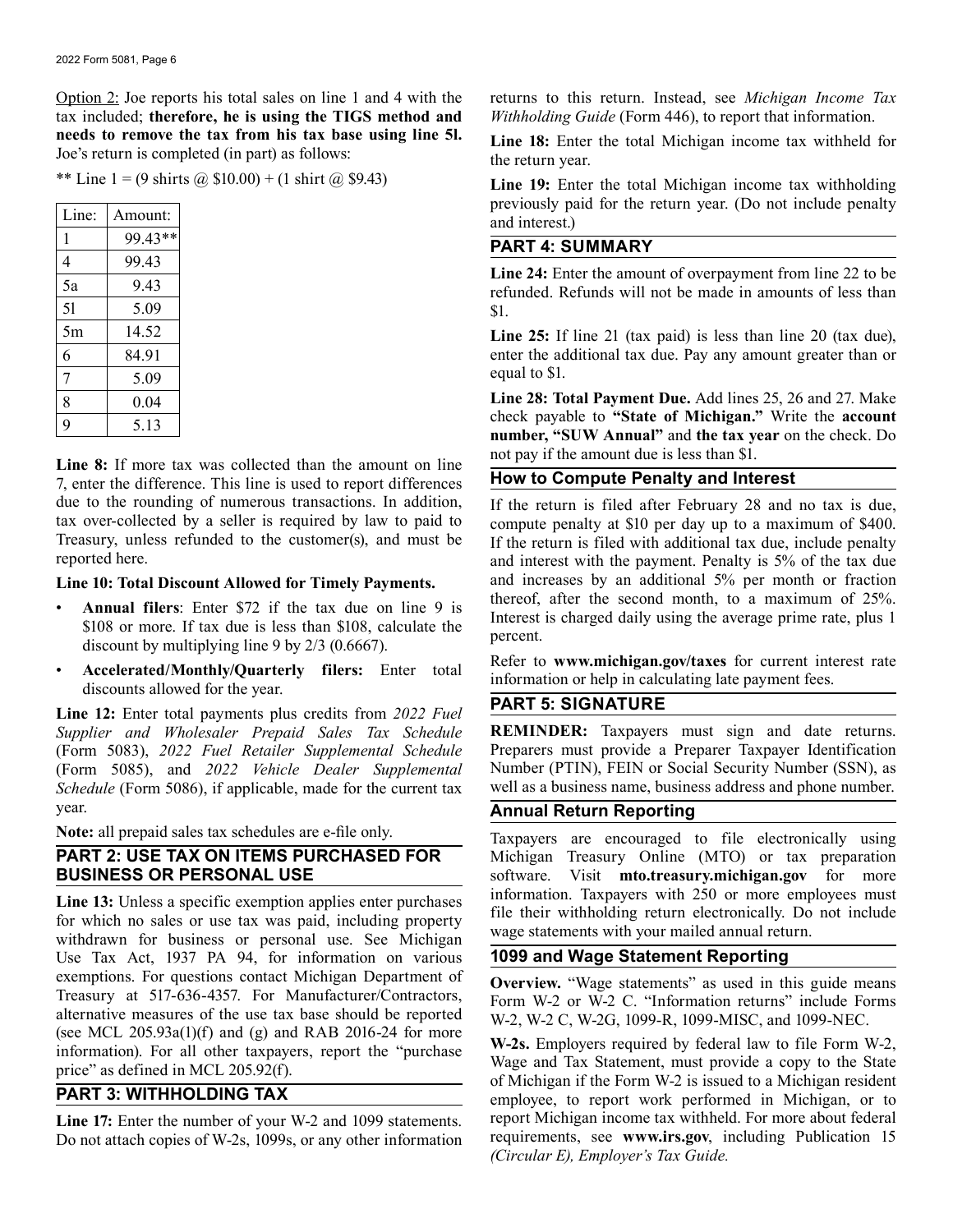Option 2: Joe reports his total sales on line 1 and 4 with the tax included; **therefore, he is using the TIGS method and needs to remove the tax from his tax base using line 5l.** Joe's return is completed (in part) as follows:

** Line 1 = (9 shirts @ $10.00) + (1 shirt @ $9.43)

| Line: | Amount: |
|---|---|
| 1 | 99.43** |
| 4 | 99.43 |
| 5a | 9.43 |
| 5l | 5.09 |
| 5m | 14.52 |
| 6 | 84.91 |
| 7 | 5.09 |
| 8 | 0.04 |
| 9 | 5.13 |

**Line 8:** If more tax was collected than the amount on line 7, enter the difference. This line is used to report differences due to the rounding of numerous transactions. In addition, tax over-collected by a seller is required by law to paid to Treasury, unless refunded to the customer(s), and must be reported here.

**Line 10: Total Discount Allowed for Timely Payments.**

- **Annual filers**: Enter $72 if the tax due on line 9 is $108 or more. If tax due is less than $108, calculate the discount by multiplying line 9 by 2/3 (0.6667).
- **Accelerated/Monthly/Quarterly filers:** Enter total discounts allowed for the year.

**Line 12:** Enter total payments plus credits from *2022 Fuel Supplier and Wholesaler Prepaid Sales Tax Schedule* (Form 5083), *2022 Fuel Retailer Supplemental Schedule* (Form 5085), and *2022 Vehicle Dealer Supplemental Schedule* (Form 5086), if applicable, made for the current tax year.

**Note:** all prepaid sales tax schedules are e-file only.

## PART 2: USE TAX ON ITEMS PURCHASED FOR BUSINESS OR PERSONAL USE

**Line 13:** Unless a specific exemption applies enter purchases for which no sales or use tax was paid, including property withdrawn for business or personal use. See Michigan Use Tax Act, 1937 PA 94, for information on various exemptions. For questions contact Michigan Department of Treasury at 517-636-4357. For Manufacturer/Contractors, alternative measures of the use tax base should be reported (see MCL 205.93a(1)(f) and (g) and RAB 2016-24 for more information). For all other taxpayers, report the "purchase price" as defined in MCL 205.92(f).

## PART 3: WITHHOLDING TAX

**Line 17:** Enter the number of your W-2 and 1099 statements. Do not attach copies of W-2s, 1099s, or any other information returns to this return. Instead, see *Michigan Income Tax Withholding Guide* (Form 446), to report that information.

**Line 18:** Enter the total Michigan income tax withheld for the return year.

**Line 19:** Enter the total Michigan income tax withholding previously paid for the return year. (Do not include penalty and interest.)

## PART 4: SUMMARY

**Line 24:** Enter the amount of overpayment from line 22 to be refunded. Refunds will not be made in amounts of less than $1.

**Line 25:** If line 21 (tax paid) is less than line 20 (tax due), enter the additional tax due. Pay any amount greater than or equal to $1.

**Line 28: Total Payment Due.** Add lines 25, 26 and 27. Make check payable to **"State of Michigan."** Write the **account number, "SUW Annual"** and **the tax year** on the check. Do not pay if the amount due is less than $1.

## How to Compute Penalty and Interest

If the return is filed after February 28 and no tax is due, compute penalty at $10 per day up to a maximum of $400. If the return is filed with additional tax due, include penalty and interest with the payment. Penalty is 5% of the tax due and increases by an additional 5% per month or fraction thereof, after the second month, to a maximum of 25%. Interest is charged daily using the average prime rate, plus 1 percent.

Refer to **www.michigan.gov/taxes** for current interest rate information or help in calculating late payment fees.

## PART 5: SIGNATURE

**REMINDER:** Taxpayers must sign and date returns. Preparers must provide a Preparer Taxpayer Identification Number (PTIN), FEIN or Social Security Number (SSN), as well as a business name, business address and phone number.

## Annual Return Reporting

Taxpayers are encouraged to file electronically using Michigan Treasury Online (MTO) or tax preparation software. Visit **mto.treasury.michigan.gov** for more information. Taxpayers with 250 or more employees must file their withholding return electronically. Do not include wage statements with your mailed annual return.

## 1099 and Wage Statement Reporting

**Overview.** "Wage statements" as used in this guide means Form W-2 or W-2 C. "Information returns" include Forms W-2, W-2 C, W-2G, 1099-R, 1099-MISC, and 1099-NEC.

**W-2s.** Employers required by federal law to file Form W-2, Wage and Tax Statement, must provide a copy to the State of Michigan if the Form W-2 is issued to a Michigan resident employee, to report work performed in Michigan, or to report Michigan income tax withheld. For more about federal requirements, see **www.irs.gov**, including Publication 15 *(Circular E), Employer's Tax Guide.*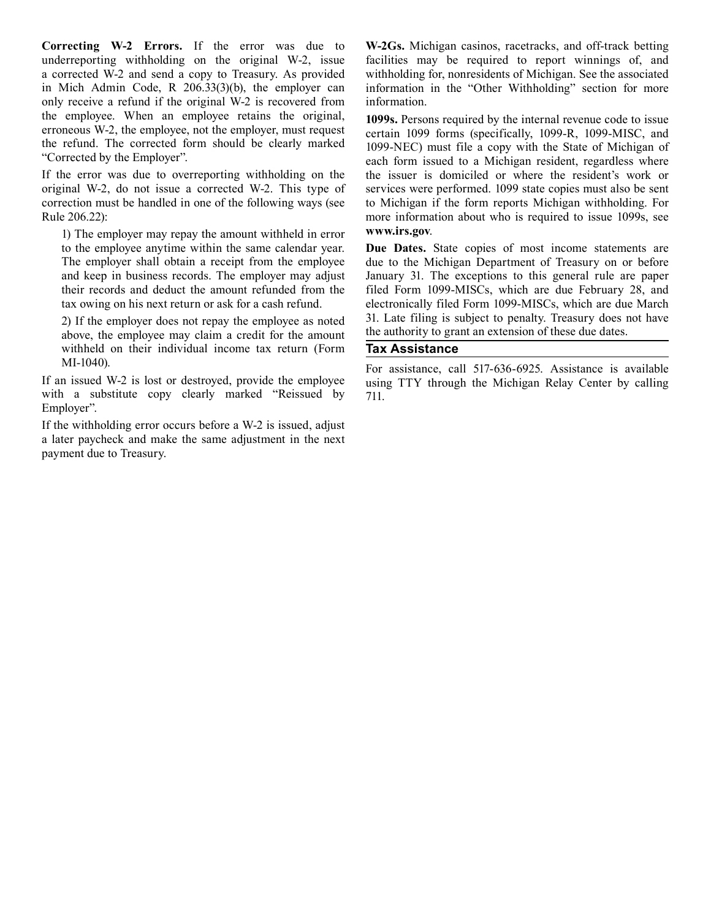**Correcting W-2 Errors.** If the error was due to underreporting withholding on the original W-2, issue a corrected W-2 and send a copy to Treasury. As provided in Mich Admin Code, R 206.33(3)(b), the employer can only receive a refund if the original W-2 is recovered from the employee. When an employee retains the original, erroneous W-2, the employee, not the employer, must request the refund. The corrected form should be clearly marked "Corrected by the Employer".

If the error was due to overreporting withholding on the original W-2, do not issue a corrected W-2. This type of correction must be handled in one of the following ways (see Rule 206.22):

1) The employer may repay the amount withheld in error to the employee anytime within the same calendar year. The employer shall obtain a receipt from the employee and keep in business records. The employer may adjust their records and deduct the amount refunded from the tax owing on his next return or ask for a cash refund.

2) If the employer does not repay the employee as noted above, the employee may claim a credit for the amount withheld on their individual income tax return (Form MI-1040).

If an issued W-2 is lost or destroyed, provide the employee with a substitute copy clearly marked "Reissued by Employer".

If the withholding error occurs before a W-2 is issued, adjust a later paycheck and make the same adjustment in the next payment due to Treasury.

**W-2Gs.** Michigan casinos, racetracks, and off-track betting facilities may be required to report winnings of, and withholding for, nonresidents of Michigan. See the associated information in the "Other Withholding" section for more information.

**1099s.** Persons required by the internal revenue code to issue certain 1099 forms (specifically, 1099-R, 1099-MISC, and 1099-NEC) must file a copy with the State of Michigan of each form issued to a Michigan resident, regardless where the issuer is domiciled or where the resident's work or services were performed. 1099 state copies must also be sent to Michigan if the form reports Michigan withholding. For more information about who is required to issue 1099s, see **www.irs.gov**.

**Due Dates.** State copies of most income statements are due to the Michigan Department of Treasury on or before January 31. The exceptions to this general rule are paper filed Form 1099-MISCs, which are due February 28, and electronically filed Form 1099-MISCs, which are due March 31. Late filing is subject to penalty. Treasury does not have the authority to grant an extension of these due dates.

## Tax Assistance

For assistance, call 517-636-6925. Assistance is available using TTY through the Michigan Relay Center by calling 711.